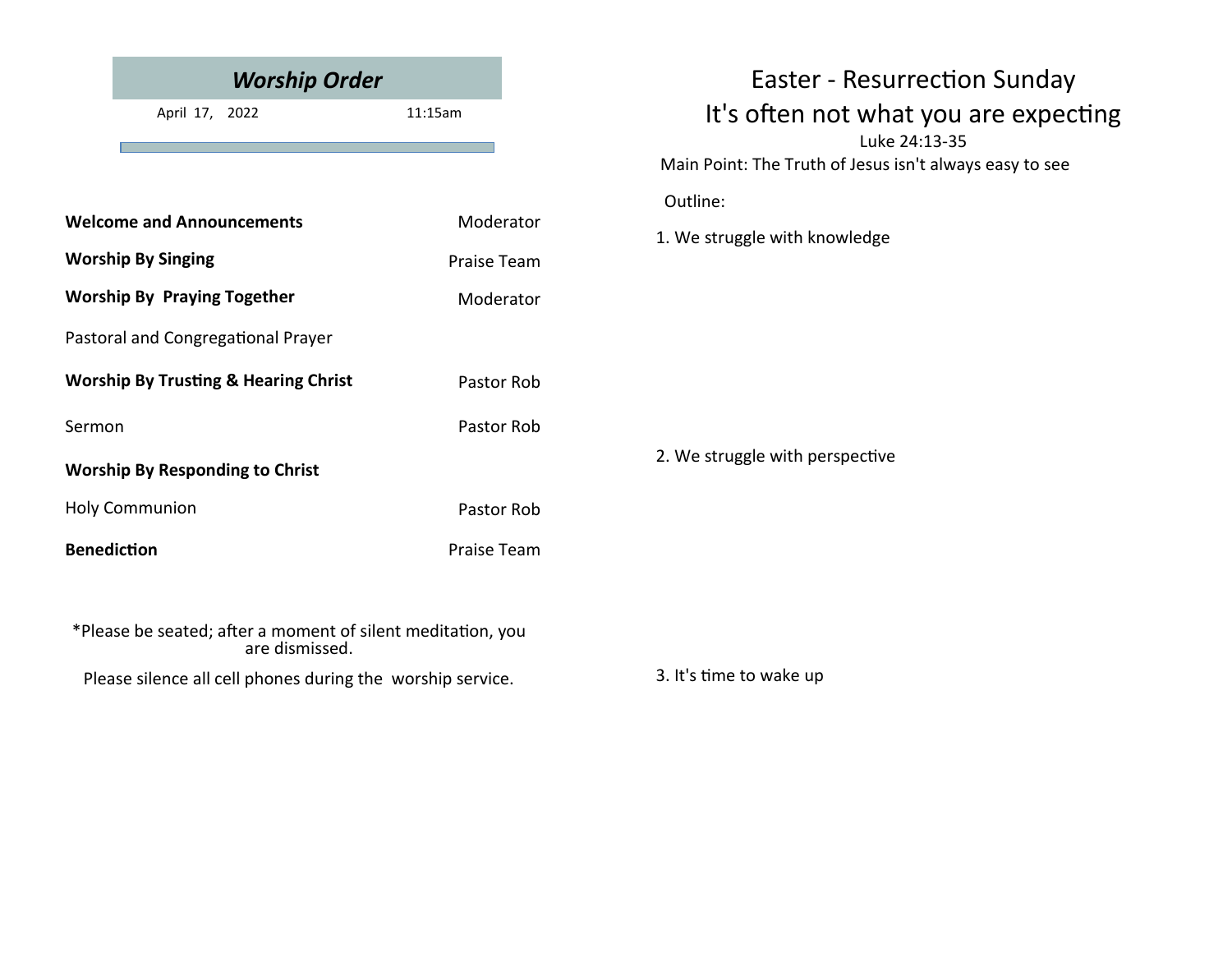## *Worship Order*

April 17, 2022 11:15am

| | |
|---|---|
| **Welcome and Announcements** | Moderator |
| **Worship By Singing** | Praise Team |
| **Worship By Praying Together** | Moderator |
| Pastoral and Congregational Prayer | |
| **Worship By Trusting & Hearing Christ** | Pastor Rob |
| Sermon | Pastor Rob |
| **Worship By Responding to Christ** | |
| Holy Communion | Pastor Rob |
| **Benediction** | Praise Team |

*Please be seated; after a moment of silent meditation, you are dismissed.

Please silence all cell phones during the worship service.

# Easter - Resurrection Sunday

# It's often not what you are expecting

Luke 24:13-35

Main Point: The Truth of Jesus isn't always easy to see

Outline:

1. We struggle with knowledge

2. We struggle with perspective

3. It's time to wake up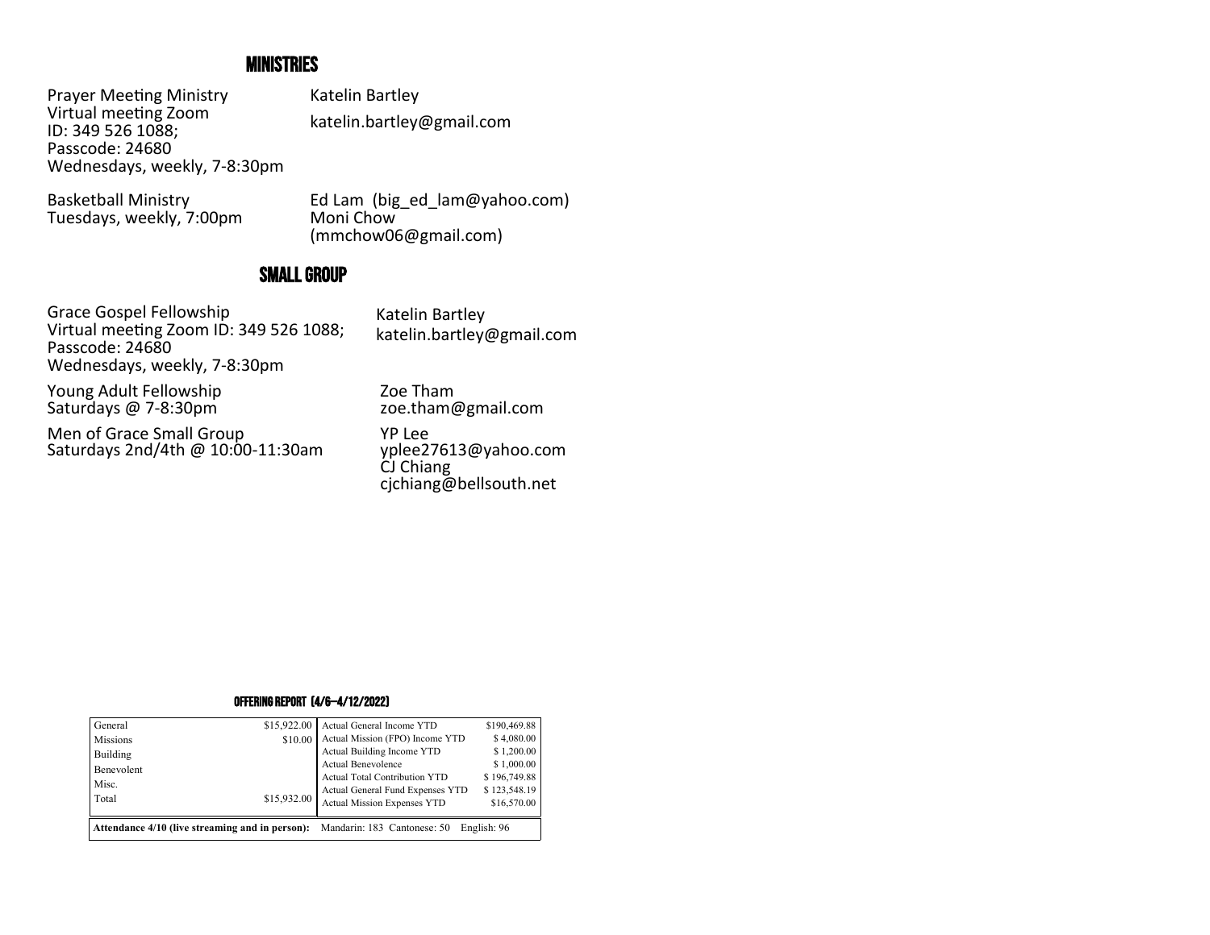## MINISTRIES

Prayer Meeting Ministry
Virtual meeting Zoom ID: 349 526 1088;
Passcode: 24680
Wednesdays, weekly, 7-8:30pm

Katelin Bartley
katelin.bartley@gmail.com

Basketball Ministry
Tuesdays, weekly, 7:00pm

Ed Lam (big_ed_lam@yahoo.com)
Moni Chow (mmchow06@gmail.com)

## SMALL GROUP

Grace Gospel Fellowship
Virtual meeting Zoom ID: 349 526 1088;
Passcode: 24680
Wednesdays, weekly, 7-8:30pm

Katelin Bartley
katelin.bartley@gmail.com

Young Adult Fellowship
Saturdays @ 7-8:30pm

Zoe Tham
zoe.tham@gmail.com

Men of Grace Small Group
Saturdays 2nd/4th @ 10:00-11:30am

YP Lee
yplee27613@yahoo.com
CJ Chiang
cjchiang@bellsouth.net

### OFFERING REPORT (4/6—4/12/2022)

| | | | |
|---|---|---|---|
| General | $15,922.00 | Actual General Income YTD | $190,469.88 |
| Missions | $10.00 | Actual Mission (FPO) Income YTD | $ 4,080.00 |
| Building | | Actual Building Income YTD | $ 1,200.00 |
| Benevolent | | Actual Benevolence | $ 1,000.00 |
| Misc. | | Actual Total Contribution YTD | $ 196,749.88 |
| Total | $15,932.00 | Actual General Fund Expenses YTD | $ 123,548.19 |
| | | Actual Mission Expenses YTD | $16,570.00 |

**Attendance 4/10 (live streaming and in person):** Mandarin: 183 Cantonese: 50 English: 96